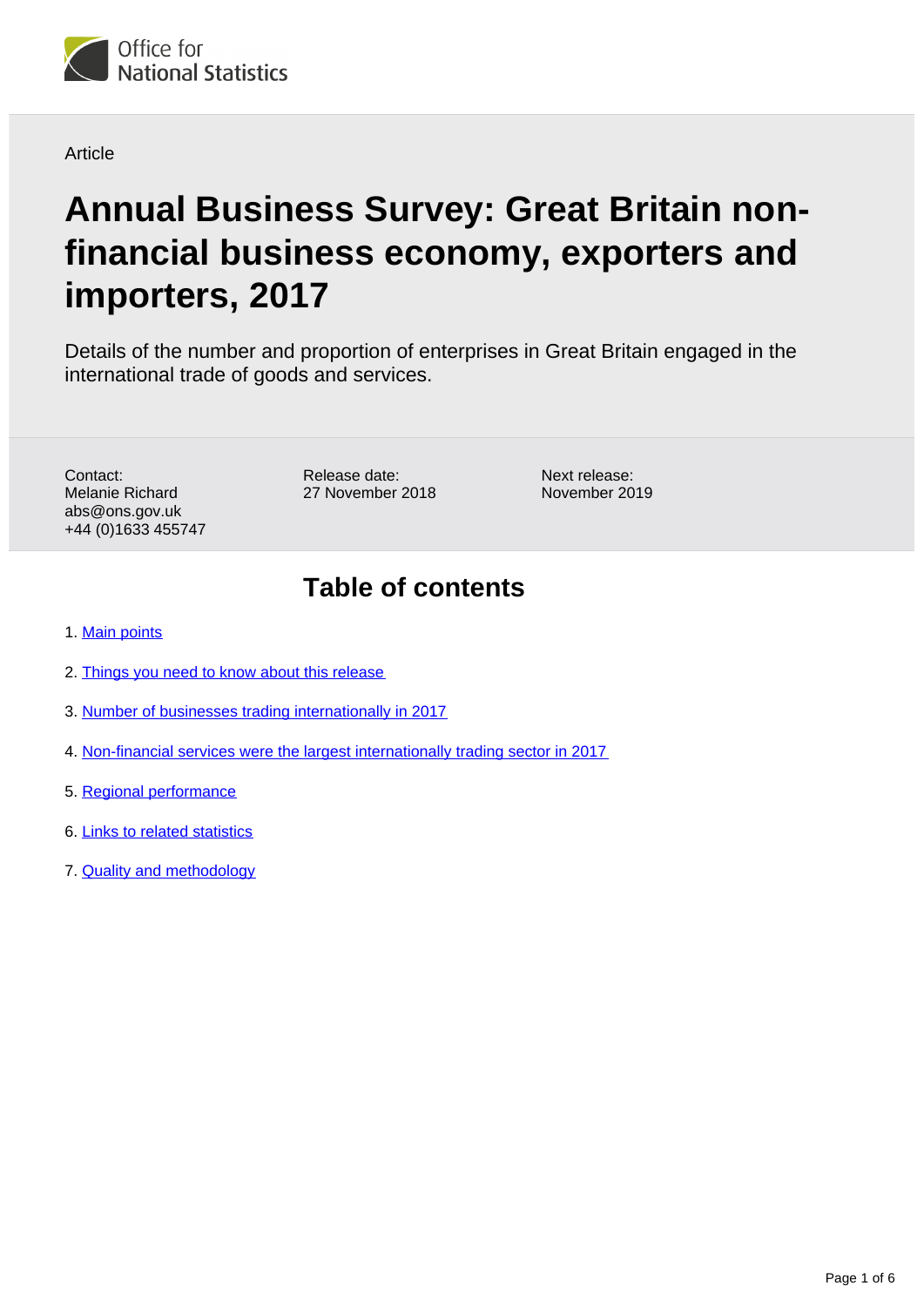Office for National Statistics

Article

# Annual Business Survey: Great Britain non-financial business economy, exporters and importers, 2017

Details of the number and proportion of enterprises in Great Britain engaged in the international trade of goods and services.

Contact:
Melanie Richard
abs@ons.gov.uk
+44 (0)1633 455747

Release date:
27 November 2018

Next release:
November 2019

## Table of contents

1. Main points
2. Things you need to know about this release
3. Number of businesses trading internationally in 2017
4. Non-financial services were the largest internationally trading sector in 2017
5. Regional performance
6. Links to related statistics
7. Quality and methodology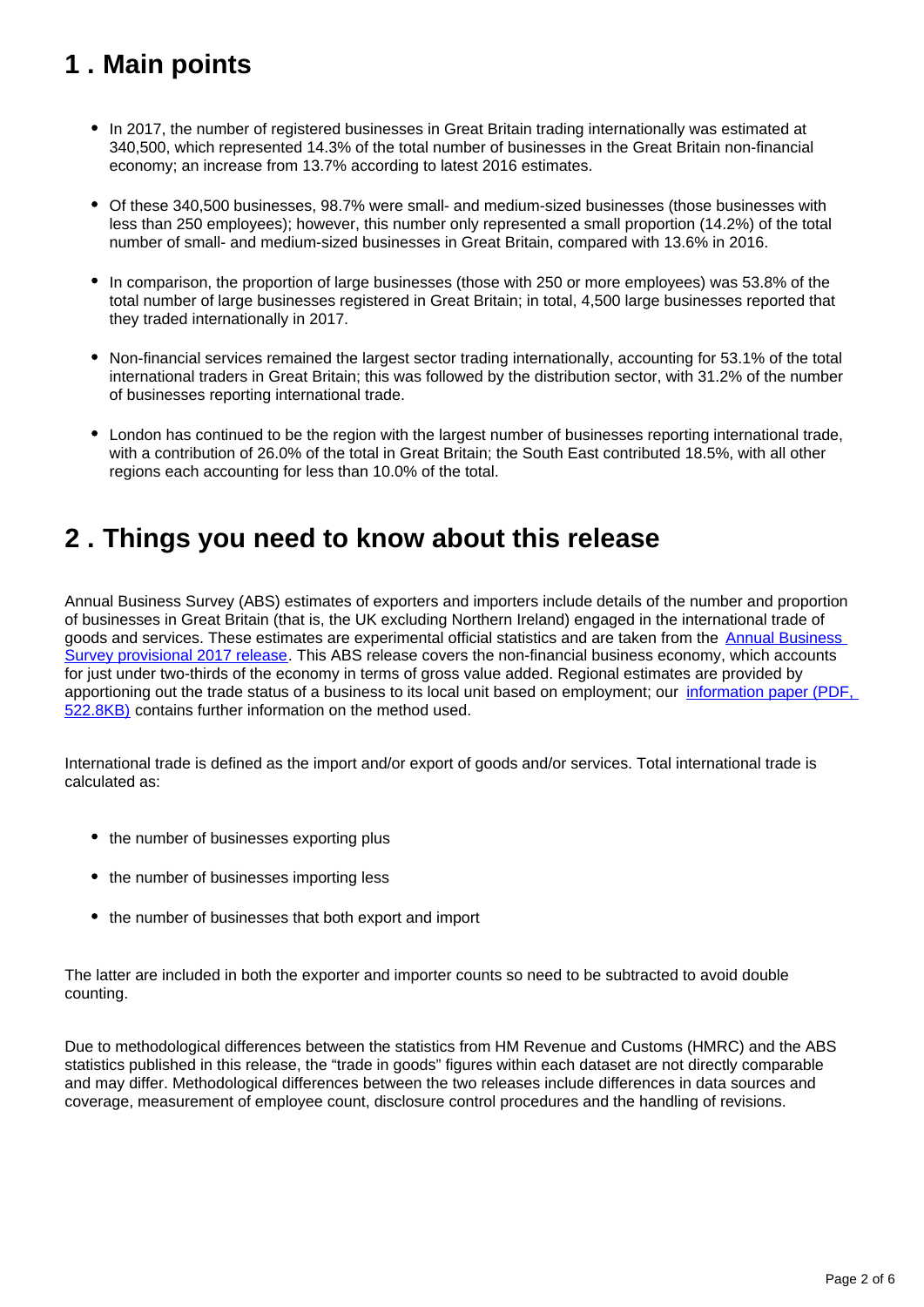## 1 . Main points

- In 2017, the number of registered businesses in Great Britain trading internationally was estimated at 340,500, which represented 14.3% of the total number of businesses in the Great Britain non-financial economy; an increase from 13.7% according to latest 2016 estimates.
- Of these 340,500 businesses, 98.7% were small- and medium-sized businesses (those businesses with less than 250 employees); however, this number only represented a small proportion (14.2%) of the total number of small- and medium-sized businesses in Great Britain, compared with 13.6% in 2016.
- In comparison, the proportion of large businesses (those with 250 or more employees) was 53.8% of the total number of large businesses registered in Great Britain; in total, 4,500 large businesses reported that they traded internationally in 2017.
- Non-financial services remained the largest sector trading internationally, accounting for 53.1% of the total international traders in Great Britain; this was followed by the distribution sector, with 31.2% of the number of businesses reporting international trade.
- London has continued to be the region with the largest number of businesses reporting international trade, with a contribution of 26.0% of the total in Great Britain; the South East contributed 18.5%, with all other regions each accounting for less than 10.0% of the total.

## 2 . Things you need to know about this release

Annual Business Survey (ABS) estimates of exporters and importers include details of the number and proportion of businesses in Great Britain (that is, the UK excluding Northern Ireland) engaged in the international trade of goods and services. These estimates are experimental official statistics and are taken from the Annual Business Survey provisional 2017 release. This ABS release covers the non-financial business economy, which accounts for just under two-thirds of the economy in terms of gross value added. Regional estimates are provided by apportioning out the trade status of a business to its local unit based on employment; our information paper (PDF, 522.8KB) contains further information on the method used.

International trade is defined as the import and/or export of goods and/or services. Total international trade is calculated as:

- the number of businesses exporting plus
- the number of businesses importing less
- the number of businesses that both export and import

The latter are included in both the exporter and importer counts so need to be subtracted to avoid double counting.

Due to methodological differences between the statistics from HM Revenue and Customs (HMRC) and the ABS statistics published in this release, the "trade in goods" figures within each dataset are not directly comparable and may differ. Methodological differences between the two releases include differences in data sources and coverage, measurement of employee count, disclosure control procedures and the handling of revisions.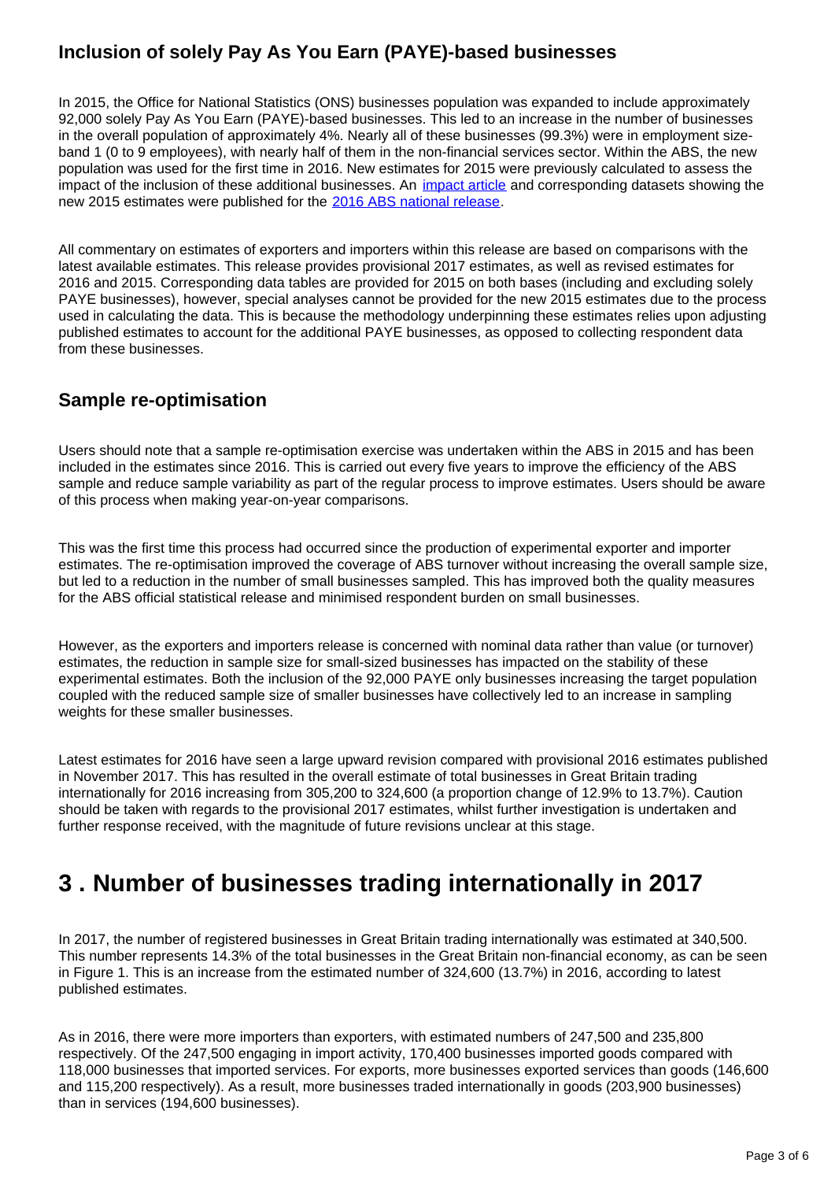### Inclusion of solely Pay As You Earn (PAYE)-based businesses

In 2015, the Office for National Statistics (ONS) businesses population was expanded to include approximately 92,000 solely Pay As You Earn (PAYE)-based businesses. This led to an increase in the number of businesses in the overall population of approximately 4%. Nearly all of these businesses (99.3%) were in employment size-band 1 (0 to 9 employees), with nearly half of them in the non-financial services sector. Within the ABS, the new population was used for the first time in 2016. New estimates for 2015 were previously calculated to assess the impact of the inclusion of these additional businesses. An impact article and corresponding datasets showing the new 2015 estimates were published for the 2016 ABS national release.

All commentary on estimates of exporters and importers within this release are based on comparisons with the latest available estimates. This release provides provisional 2017 estimates, as well as revised estimates for 2016 and 2015. Corresponding data tables are provided for 2015 on both bases (including and excluding solely PAYE businesses), however, special analyses cannot be provided for the new 2015 estimates due to the process used in calculating the data. This is because the methodology underpinning these estimates relies upon adjusting published estimates to account for the additional PAYE businesses, as opposed to collecting respondent data from these businesses.

### Sample re-optimisation

Users should note that a sample re-optimisation exercise was undertaken within the ABS in 2015 and has been included in the estimates since 2016. This is carried out every five years to improve the efficiency of the ABS sample and reduce sample variability as part of the regular process to improve estimates. Users should be aware of this process when making year-on-year comparisons.

This was the first time this process had occurred since the production of experimental exporter and importer estimates. The re-optimisation improved the coverage of ABS turnover without increasing the overall sample size, but led to a reduction in the number of small businesses sampled. This has improved both the quality measures for the ABS official statistical release and minimised respondent burden on small businesses.

However, as the exporters and importers release is concerned with nominal data rather than value (or turnover) estimates, the reduction in sample size for small-sized businesses has impacted on the stability of these experimental estimates. Both the inclusion of the 92,000 PAYE only businesses increasing the target population coupled with the reduced sample size of smaller businesses have collectively led to an increase in sampling weights for these smaller businesses.

Latest estimates for 2016 have seen a large upward revision compared with provisional 2016 estimates published in November 2017. This has resulted in the overall estimate of total businesses in Great Britain trading internationally for 2016 increasing from 305,200 to 324,600 (a proportion change of 12.9% to 13.7%). Caution should be taken with regards to the provisional 2017 estimates, whilst further investigation is undertaken and further response received, with the magnitude of future revisions unclear at this stage.

## 3 . Number of businesses trading internationally in 2017

In 2017, the number of registered businesses in Great Britain trading internationally was estimated at 340,500. This number represents 14.3% of the total businesses in the Great Britain non-financial economy, as can be seen in Figure 1. This is an increase from the estimated number of 324,600 (13.7%) in 2016, according to latest published estimates.

As in 2016, there were more importers than exporters, with estimated numbers of 247,500 and 235,800 respectively. Of the 247,500 engaging in import activity, 170,400 businesses imported goods compared with 118,000 businesses that imported services. For exports, more businesses exported services than goods (146,600 and 115,200 respectively). As a result, more businesses traded internationally in goods (203,900 businesses) than in services (194,600 businesses).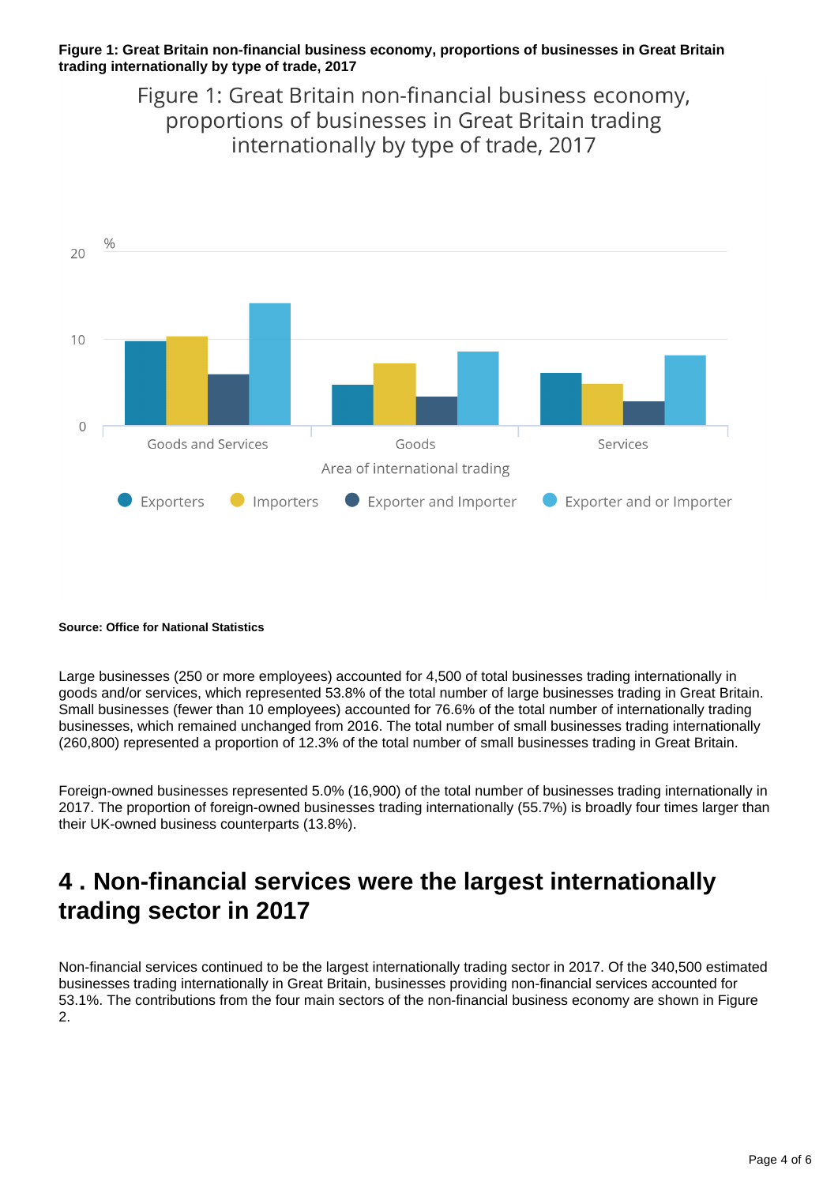**Figure 1: Great Britain non-financial business economy, proportions of businesses in Great Britain trading internationally by type of trade, 2017**

Figure 1: Great Britain non-financial business economy, proportions of businesses in Great Britain trading internationally by type of trade, 2017

**Source: Office for National Statistics**

Large businesses (250 or more employees) accounted for 4,500 of total businesses trading internationally in goods and/or services, which represented 53.8% of the total number of large businesses trading in Great Britain. Small businesses (fewer than 10 employees) accounted for 76.6% of the total number of internationally trading businesses, which remained unchanged from 2016. The total number of small businesses trading internationally (260,800) represented a proportion of 12.3% of the total number of small businesses trading in Great Britain.

Foreign-owned businesses represented 5.0% (16,900) of the total number of businesses trading internationally in 2017. The proportion of foreign-owned businesses trading internationally (55.7%) is broadly four times larger than their UK-owned business counterparts (13.8%).

## 4 . Non-financial services were the largest internationally trading sector in 2017

Non-financial services continued to be the largest internationally trading sector in 2017. Of the 340,500 estimated businesses trading internationally in Great Britain, businesses providing non-financial services accounted for 53.1%. The contributions from the four main sectors of the non-financial business economy are shown in Figure 2.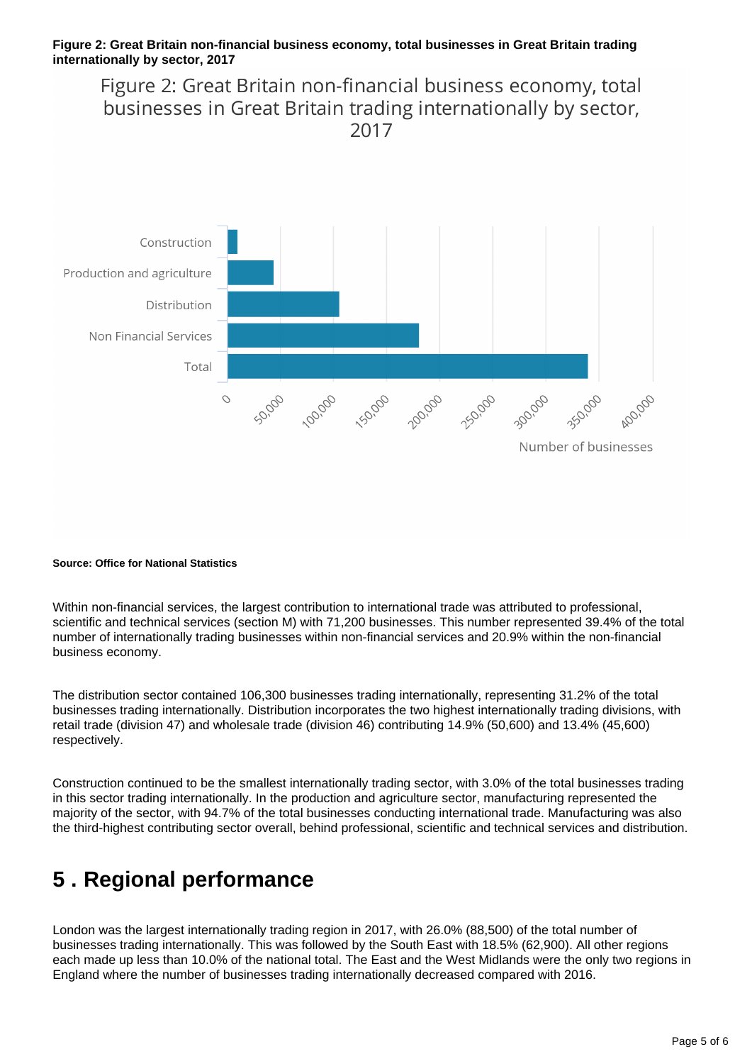**Figure 2: Great Britain non-financial business economy, total businesses in Great Britain trading internationally by sector, 2017**

**Source: Office for National Statistics**

Within non-financial services, the largest contribution to international trade was attributed to professional, scientific and technical services (section M) with 71,200 businesses. This number represented 39.4% of the total number of internationally trading businesses within non-financial services and 20.9% within the non-financial business economy.

The distribution sector contained 106,300 businesses trading internationally, representing 31.2% of the total businesses trading internationally. Distribution incorporates the two highest internationally trading divisions, with retail trade (division 47) and wholesale trade (division 46) contributing 14.9% (50,600) and 13.4% (45,600) respectively.

Construction continued to be the smallest internationally trading sector, with 3.0% of the total businesses trading in this sector trading internationally. In the production and agriculture sector, manufacturing represented the majority of the sector, with 94.7% of the total businesses conducting international trade. Manufacturing was also the third-highest contributing sector overall, behind professional, scientific and technical services and distribution.

## 5 . Regional performance

London was the largest internationally trading region in 2017, with 26.0% (88,500) of the total number of businesses trading internationally. This was followed by the South East with 18.5% (62,900). All other regions each made up less than 10.0% of the national total. The East and the West Midlands were the only two regions in England where the number of businesses trading internationally decreased compared with 2016.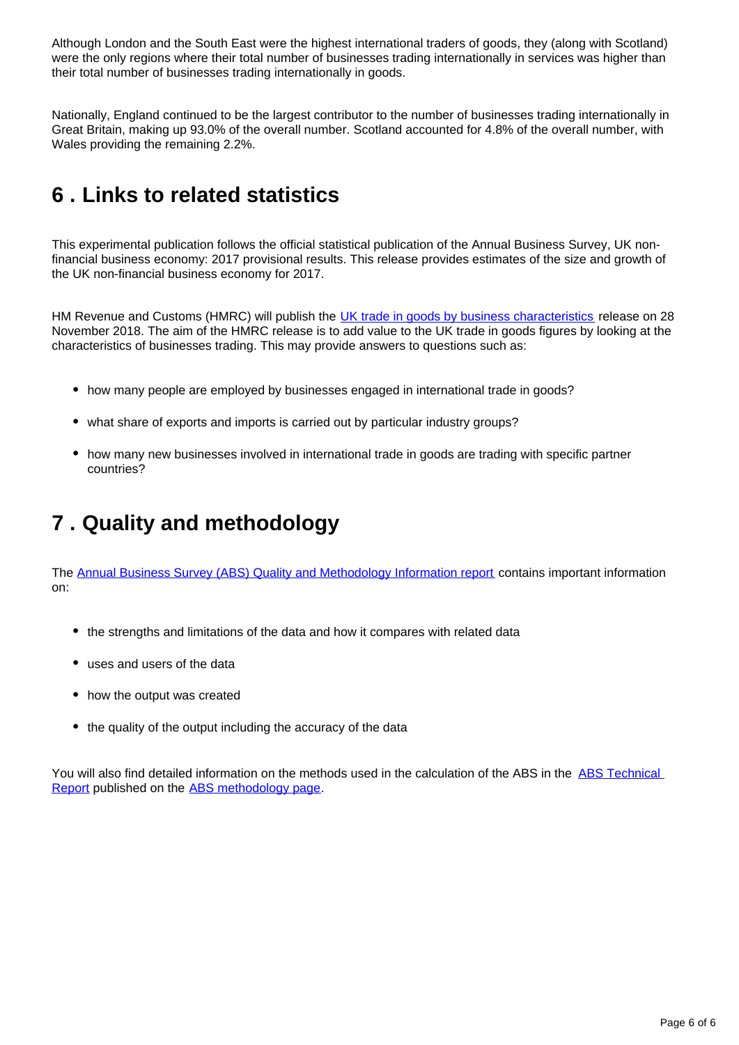Although London and the South East were the highest international traders of goods, they (along with Scotland) were the only regions where their total number of businesses trading internationally in services was higher than their total number of businesses trading internationally in goods.

Nationally, England continued to be the largest contributor to the number of businesses trading internationally in Great Britain, making up 93.0% of the overall number. Scotland accounted for 4.8% of the overall number, with Wales providing the remaining 2.2%.

## 6 . Links to related statistics

This experimental publication follows the official statistical publication of the Annual Business Survey, UK non-financial business economy: 2017 provisional results. This release provides estimates of the size and growth of the UK non-financial business economy for 2017.

HM Revenue and Customs (HMRC) will publish the UK trade in goods by business characteristics release on 28 November 2018. The aim of the HMRC release is to add value to the UK trade in goods figures by looking at the characteristics of businesses trading. This may provide answers to questions such as:

- how many people are employed by businesses engaged in international trade in goods?
- what share of exports and imports is carried out by particular industry groups?
- how many new businesses involved in international trade in goods are trading with specific partner countries?

## 7 . Quality and methodology

The Annual Business Survey (ABS) Quality and Methodology Information report contains important information on:

- the strengths and limitations of the data and how it compares with related data
- uses and users of the data
- how the output was created
- the quality of the output including the accuracy of the data

You will also find detailed information on the methods used in the calculation of the ABS in the ABS Technical Report published on the ABS methodology page.